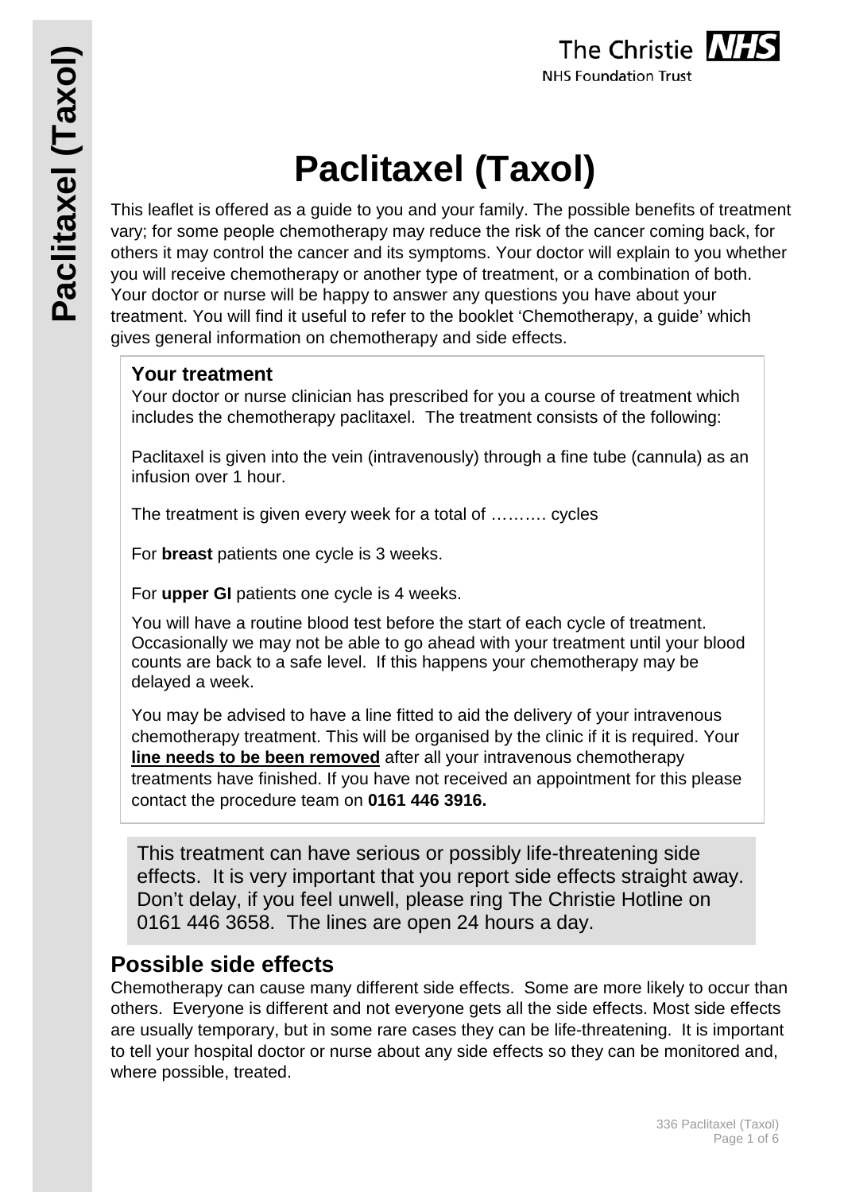# Paclitaxel (Taxol)

This leaflet is offered as a guide to you and your family. The possible benefits of treatment vary; for some people chemotherapy may reduce the risk of the cancer coming back, for others it may control the cancer and its symptoms. Your doctor will explain to you whether you will receive chemotherapy or another type of treatment, or a combination of both. Your doctor or nurse will be happy to answer any questions you have about your treatment. You will find it useful to refer to the booklet 'Chemotherapy, a guide' which gives general information on chemotherapy and side effects.

### Your treatment

Your doctor or nurse clinician has prescribed for you a course of treatment which includes the chemotherapy paclitaxel. The treatment consists of the following:

Paclitaxel is given into the vein (intravenously) through a fine tube (cannula) as an infusion over 1 hour.

The treatment is given every week for a total of ………. cycles

For **breast** patients one cycle is 3 weeks.

For **upper GI** patients one cycle is 4 weeks.

You will have a routine blood test before the start of each cycle of treatment. Occasionally we may not be able to go ahead with your treatment until your blood counts are back to a safe level. If this happens your chemotherapy may be delayed a week.

You may be advised to have a line fitted to aid the delivery of your intravenous chemotherapy treatment. This will be organised by the clinic if it is required. Your **line needs to be been removed** after all your intravenous chemotherapy treatments have finished. If you have not received an appointment for this please contact the procedure team on **0161 446 3916.**

This treatment can have serious or possibly life-threatening side effects. It is very important that you report side effects straight away. Don't delay, if you feel unwell, please ring The Christie Hotline on 0161 446 3658. The lines are open 24 hours a day.

## Possible side effects

Chemotherapy can cause many different side effects. Some are more likely to occur than others. Everyone is different and not everyone gets all the side effects. Most side effects are usually temporary, but in some rare cases they can be life-threatening. It is important to tell your hospital doctor or nurse about any side effects so they can be monitored and, where possible, treated.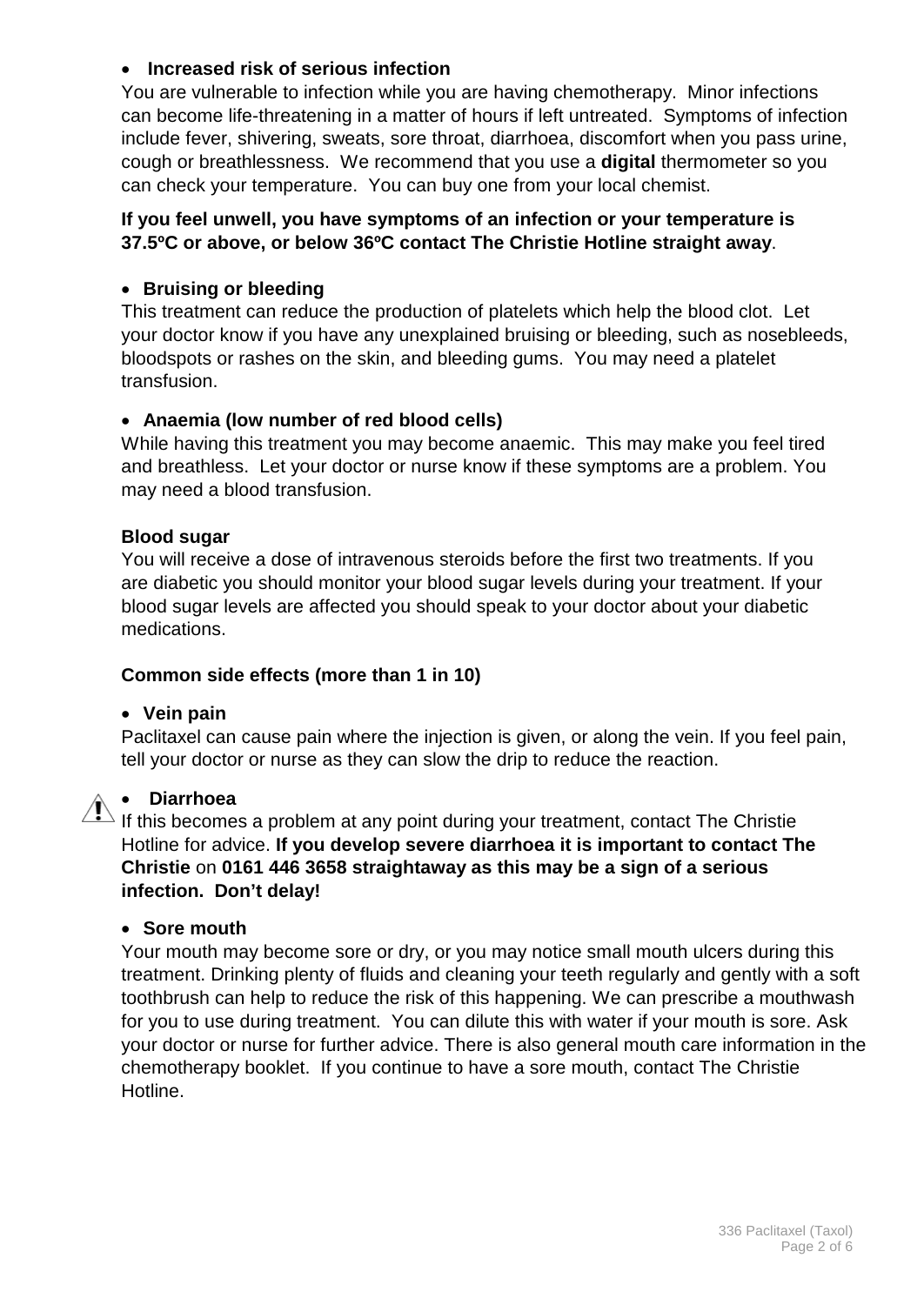- **Increased risk of serious infection**

You are vulnerable to infection while you are having chemotherapy. Minor infections can become life-threatening in a matter of hours if left untreated. Symptoms of infection include fever, shivering, sweats, sore throat, diarrhoea, discomfort when you pass urine, cough or breathlessness. We recommend that you use a **digital** thermometer so you can check your temperature. You can buy one from your local chemist.

**If you feel unwell, you have symptoms of an infection or your temperature is 37.5ºC or above, or below 36ºC contact The Christie Hotline straight away**.

- **Bruising or bleeding**

This treatment can reduce the production of platelets which help the blood clot. Let your doctor know if you have any unexplained bruising or bleeding, such as nosebleeds, bloodspots or rashes on the skin, and bleeding gums. You may need a platelet transfusion.

- **Anaemia (low number of red blood cells)**

While having this treatment you may become anaemic. This may make you feel tired and breathless. Let your doctor or nurse know if these symptoms are a problem. You may need a blood transfusion.

**Blood sugar**

You will receive a dose of intravenous steroids before the first two treatments. If you are diabetic you should monitor your blood sugar levels during your treatment. If your blood sugar levels are affected you should speak to your doctor about your diabetic medications.

### Common side effects (more than 1 in 10)

- **Vein pain**

Paclitaxel can cause pain where the injection is given, or along the vein. If you feel pain, tell your doctor or nurse as they can slow the drip to reduce the reaction.

- **Diarrhoea**

If this becomes a problem at any point during your treatment, contact The Christie Hotline for advice. **If you develop severe diarrhoea it is important to contact The Christie** on **0161 446 3658 straightaway as this may be a sign of a serious infection. Don't delay!**

- **Sore mouth**

Your mouth may become sore or dry, or you may notice small mouth ulcers during this treatment. Drinking plenty of fluids and cleaning your teeth regularly and gently with a soft toothbrush can help to reduce the risk of this happening. We can prescribe a mouthwash for you to use during treatment. You can dilute this with water if your mouth is sore. Ask your doctor or nurse for further advice. There is also general mouth care information in the chemotherapy booklet. If you continue to have a sore mouth, contact The Christie Hotline.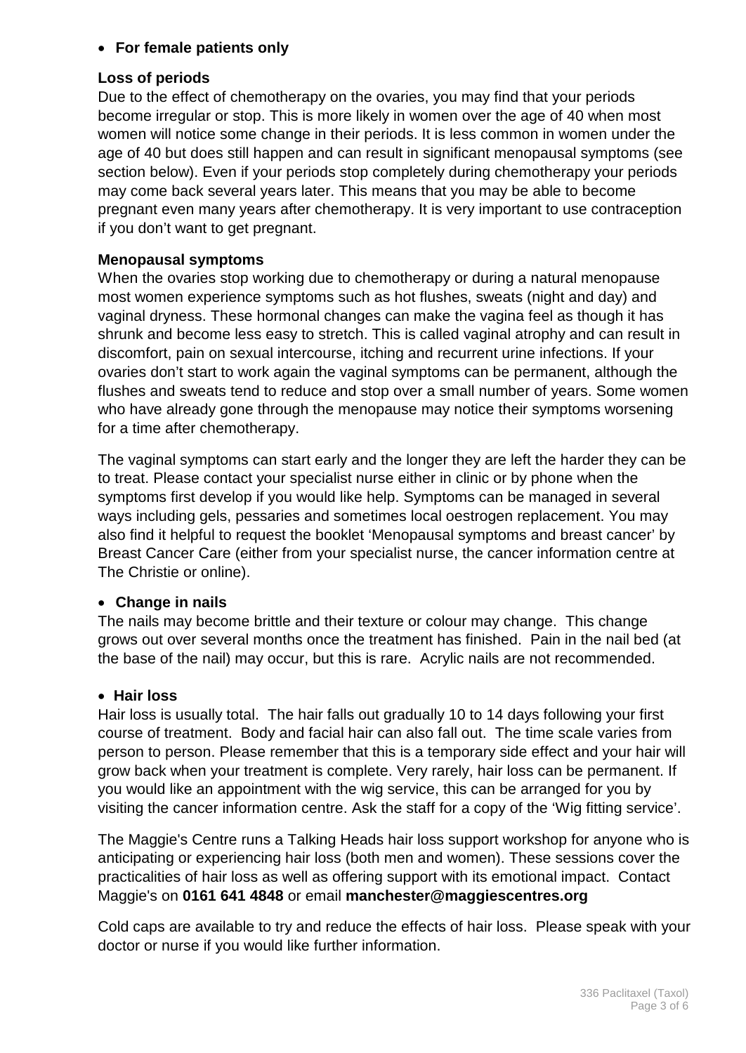- **For female patients only**

**Loss of periods**

Due to the effect of chemotherapy on the ovaries, you may find that your periods become irregular or stop. This is more likely in women over the age of 40 when most women will notice some change in their periods. It is less common in women under the age of 40 but does still happen and can result in significant menopausal symptoms (see section below). Even if your periods stop completely during chemotherapy your periods may come back several years later. This means that you may be able to become pregnant even many years after chemotherapy. It is very important to use contraception if you don't want to get pregnant.

**Menopausal symptoms**

When the ovaries stop working due to chemotherapy or during a natural menopause most women experience symptoms such as hot flushes, sweats (night and day) and vaginal dryness. These hormonal changes can make the vagina feel as though it has shrunk and become less easy to stretch. This is called vaginal atrophy and can result in discomfort, pain on sexual intercourse, itching and recurrent urine infections. If your ovaries don't start to work again the vaginal symptoms can be permanent, although the flushes and sweats tend to reduce and stop over a small number of years. Some women who have already gone through the menopause may notice their symptoms worsening for a time after chemotherapy.

The vaginal symptoms can start early and the longer they are left the harder they can be to treat. Please contact your specialist nurse either in clinic or by phone when the symptoms first develop if you would like help. Symptoms can be managed in several ways including gels, pessaries and sometimes local oestrogen replacement. You may also find it helpful to request the booklet 'Menopausal symptoms and breast cancer' by Breast Cancer Care (either from your specialist nurse, the cancer information centre at The Christie or online).

- **Change in nails**

The nails may become brittle and their texture or colour may change. This change grows out over several months once the treatment has finished. Pain in the nail bed (at the base of the nail) may occur, but this is rare. Acrylic nails are not recommended.

- **Hair loss**

Hair loss is usually total. The hair falls out gradually 10 to 14 days following your first course of treatment. Body and facial hair can also fall out. The time scale varies from person to person. Please remember that this is a temporary side effect and your hair will grow back when your treatment is complete. Very rarely, hair loss can be permanent. If you would like an appointment with the wig service, this can be arranged for you by visiting the cancer information centre. Ask the staff for a copy of the 'Wig fitting service'.

The Maggie's Centre runs a Talking Heads hair loss support workshop for anyone who is anticipating or experiencing hair loss (both men and women). These sessions cover the practicalities of hair loss as well as offering support with its emotional impact. Contact Maggie's on **0161 641 4848** or email **manchester@maggiescentres.org**

Cold caps are available to try and reduce the effects of hair loss. Please speak with your doctor or nurse if you would like further information.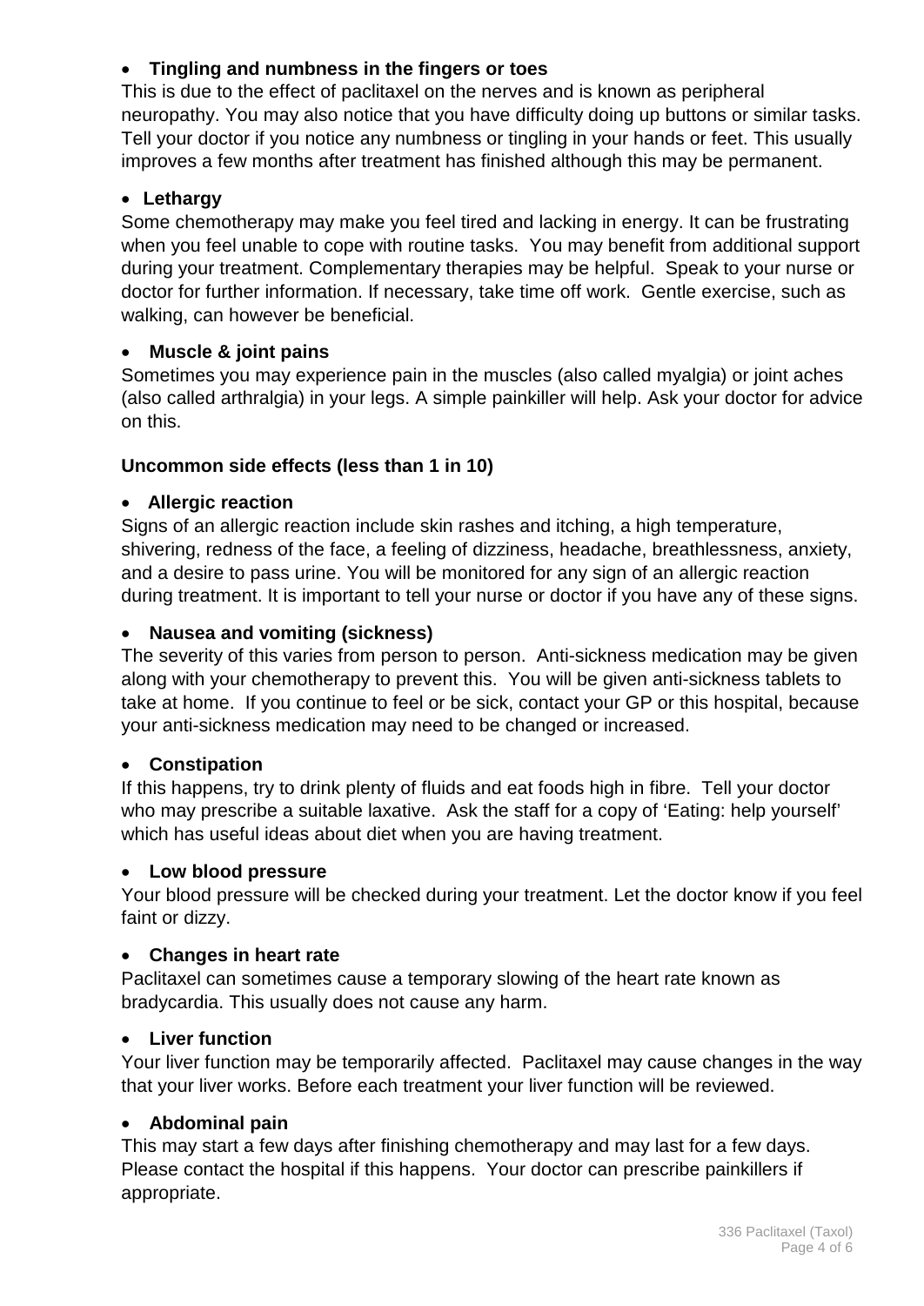- **Tingling and numbness in the fingers or toes**

This is due to the effect of paclitaxel on the nerves and is known as peripheral neuropathy. You may also notice that you have difficulty doing up buttons or similar tasks. Tell your doctor if you notice any numbness or tingling in your hands or feet. This usually improves a few months after treatment has finished although this may be permanent.

- **Lethargy**

Some chemotherapy may make you feel tired and lacking in energy. It can be frustrating when you feel unable to cope with routine tasks. You may benefit from additional support during your treatment. Complementary therapies may be helpful. Speak to your nurse or doctor for further information. If necessary, take time off work. Gentle exercise, such as walking, can however be beneficial.

- **Muscle & joint pains**

Sometimes you may experience pain in the muscles (also called myalgia) or joint aches (also called arthralgia) in your legs. A simple painkiller will help. Ask your doctor for advice on this.

**Uncommon side effects (less than 1 in 10)**

- **Allergic reaction**

Signs of an allergic reaction include skin rashes and itching, a high temperature, shivering, redness of the face, a feeling of dizziness, headache, breathlessness, anxiety, and a desire to pass urine. You will be monitored for any sign of an allergic reaction during treatment. It is important to tell your nurse or doctor if you have any of these signs.

- **Nausea and vomiting (sickness)**

The severity of this varies from person to person. Anti-sickness medication may be given along with your chemotherapy to prevent this. You will be given anti-sickness tablets to take at home. If you continue to feel or be sick, contact your GP or this hospital, because your anti-sickness medication may need to be changed or increased.

- **Constipation**

If this happens, try to drink plenty of fluids and eat foods high in fibre. Tell your doctor who may prescribe a suitable laxative. Ask the staff for a copy of 'Eating: help yourself' which has useful ideas about diet when you are having treatment.

- **Low blood pressure**

Your blood pressure will be checked during your treatment. Let the doctor know if you feel faint or dizzy.

- **Changes in heart rate**

Paclitaxel can sometimes cause a temporary slowing of the heart rate known as bradycardia. This usually does not cause any harm.

- **Liver function**

Your liver function may be temporarily affected. Paclitaxel may cause changes in the way that your liver works. Before each treatment your liver function will be reviewed.

- **Abdominal pain**

This may start a few days after finishing chemotherapy and may last for a few days. Please contact the hospital if this happens. Your doctor can prescribe painkillers if appropriate.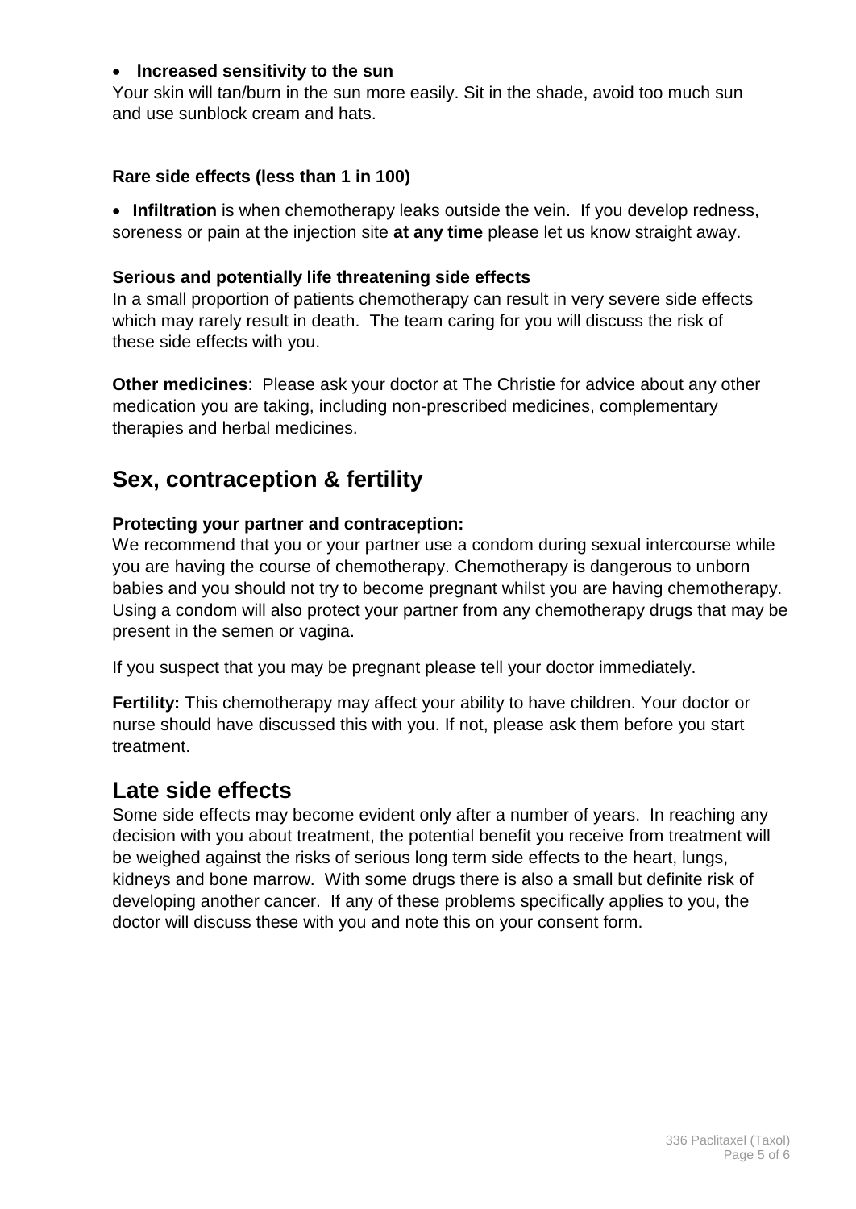- **Increased sensitivity to the sun**

Your skin will tan/burn in the sun more easily. Sit in the shade, avoid too much sun and use sunblock cream and hats.

### Rare side effects (less than 1 in 100)

- **Infiltration** is when chemotherapy leaks outside the vein. If you develop redness, soreness or pain at the injection site **at any time** please let us know straight away.

### Serious and potentially life threatening side effects

In a small proportion of patients chemotherapy can result in very severe side effects which may rarely result in death. The team caring for you will discuss the risk of these side effects with you.

**Other medicines**: Please ask your doctor at The Christie for advice about any other medication you are taking, including non-prescribed medicines, complementary therapies and herbal medicines.

## Sex, contraception & fertility

**Protecting your partner and contraception:**
We recommend that you or your partner use a condom during sexual intercourse while you are having the course of chemotherapy. Chemotherapy is dangerous to unborn babies and you should not try to become pregnant whilst you are having chemotherapy. Using a condom will also protect your partner from any chemotherapy drugs that may be present in the semen or vagina.

If you suspect that you may be pregnant please tell your doctor immediately.

**Fertility:** This chemotherapy may affect your ability to have children. Your doctor or nurse should have discussed this with you. If not, please ask them before you start treatment.

## Late side effects

Some side effects may become evident only after a number of years. In reaching any decision with you about treatment, the potential benefit you receive from treatment will be weighed against the risks of serious long term side effects to the heart, lungs, kidneys and bone marrow. With some drugs there is also a small but definite risk of developing another cancer. If any of these problems specifically applies to you, the doctor will discuss these with you and note this on your consent form.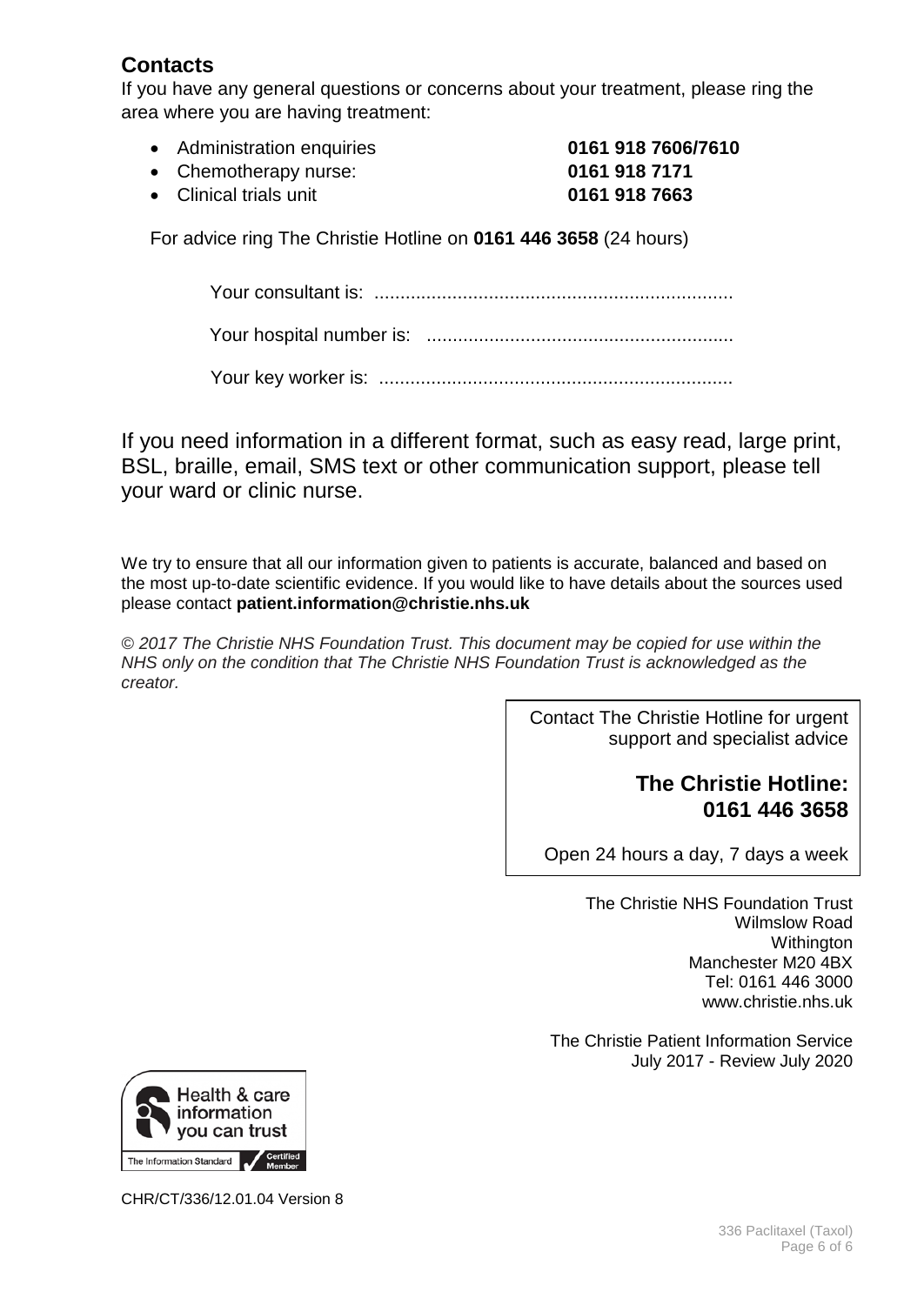## Contacts

If you have any general questions or concerns about your treatment, please ring the area where you are having treatment:

- Administration enquiries **0161 918 7606/7610**
- Chemotherapy nurse: **0161 918 7171**
- Clinical trials unit **0161 918 7663**

For advice ring The Christie Hotline on **0161 446 3658** (24 hours)

Your consultant is: ....................................................................

Your hospital number is: ..........................................................

Your key worker is: ..................................................................

If you need information in a different format, such as easy read, large print, BSL, braille, email, SMS text or other communication support, please tell your ward or clinic nurse.

We try to ensure that all our information given to patients is accurate, balanced and based on the most up-to-date scientific evidence. If you would like to have details about the sources used please contact **patient.information@christie.nhs.uk**

*© 2017 The Christie NHS Foundation Trust. This document may be copied for use within the NHS only on the condition that The Christie NHS Foundation Trust is acknowledged as the creator.*

Contact The Christie Hotline for urgent support and specialist advice

**The Christie Hotline: 0161 446 3658**

Open 24 hours a day, 7 days a week

The Christie NHS Foundation Trust
Wilmslow Road
Withington
Manchester M20 4BX
Tel: 0161 446 3000
www.christie.nhs.uk

The Christie Patient Information Service
July 2017 - Review July 2020

Health & care information you can trust
The Information Standard Certified Member

CHR/CT/336/12.01.04 Version 8